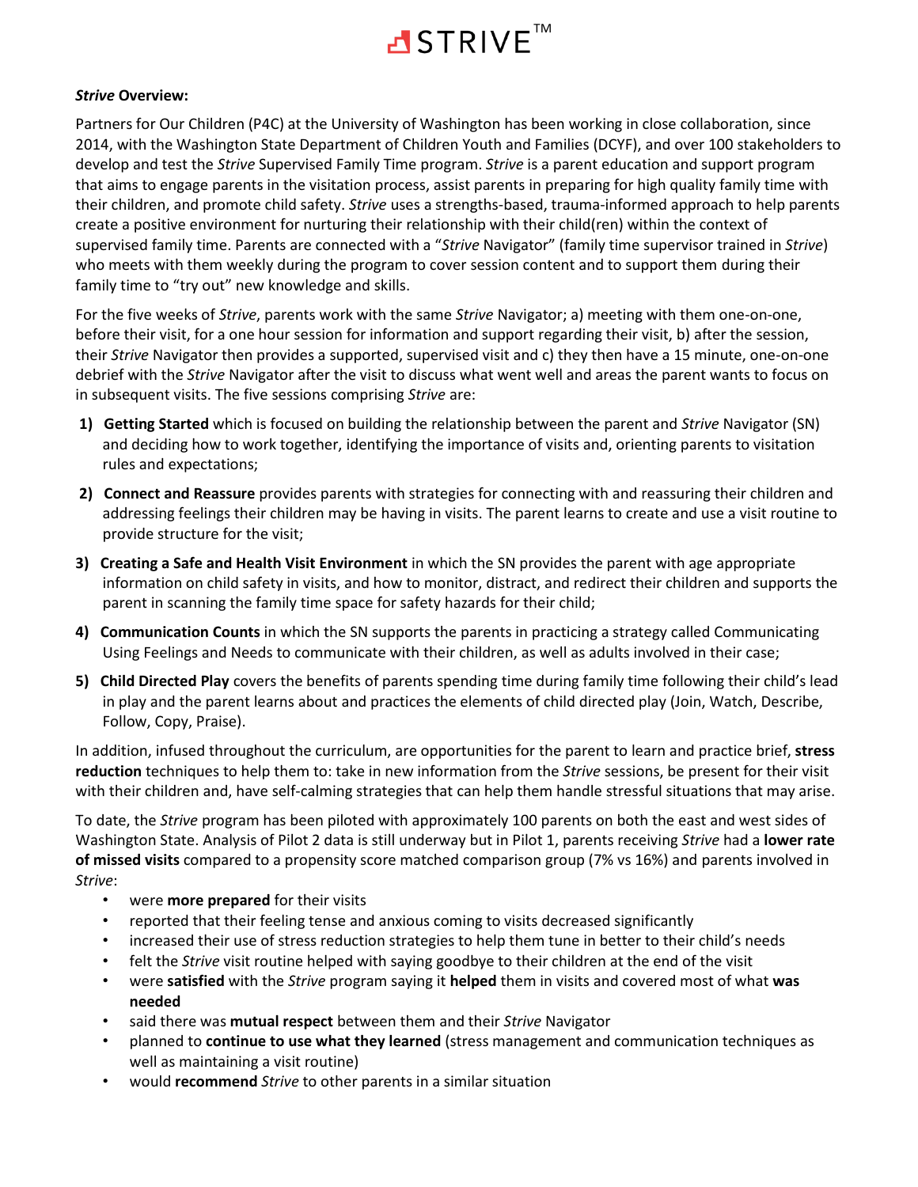# STRIVE™

***Strive* Overview:**

Partners for Our Children (P4C) at the University of Washington has been working in close collaboration, since 2014, with the Washington State Department of Children Youth and Families (DCYF), and over 100 stakeholders to develop and test the *Strive* Supervised Family Time program. *Strive* is a parent education and support program that aims to engage parents in the visitation process, assist parents in preparing for high quality family time with their children, and promote child safety. *Strive* uses a strengths-based, trauma-informed approach to help parents create a positive environment for nurturing their relationship with their child(ren) within the context of supervised family time. Parents are connected with a "*Strive* Navigator" (family time supervisor trained in *Strive*) who meets with them weekly during the program to cover session content and to support them during their family time to "try out" new knowledge and skills.

For the five weeks of *Strive*, parents work with the same *Strive* Navigator; a) meeting with them one-on-one, before their visit, for a one hour session for information and support regarding their visit, b) after the session, their *Strive* Navigator then provides a supported, supervised visit and c) they then have a 15 minute, one-on-one debrief with the *Strive* Navigator after the visit to discuss what went well and areas the parent wants to focus on in subsequent visits. The five sessions comprising *Strive* are:

1) **Getting Started** which is focused on building the relationship between the parent and *Strive* Navigator (SN) and deciding how to work together, identifying the importance of visits and, orienting parents to visitation rules and expectations;
2) **Connect and Reassure** provides parents with strategies for connecting with and reassuring their children and addressing feelings their children may be having in visits. The parent learns to create and use a visit routine to provide structure for the visit;
3) **Creating a Safe and Health Visit Environment** in which the SN provides the parent with age appropriate information on child safety in visits, and how to monitor, distract, and redirect their children and supports the parent in scanning the family time space for safety hazards for their child;
4) **Communication Counts** in which the SN supports the parents in practicing a strategy called Communicating Using Feelings and Needs to communicate with their children, as well as adults involved in their case;
5) **Child Directed Play** covers the benefits of parents spending time during family time following their child's lead in play and the parent learns about and practices the elements of child directed play (Join, Watch, Describe, Follow, Copy, Praise).

In addition, infused throughout the curriculum, are opportunities for the parent to learn and practice brief, **stress reduction** techniques to help them to: take in new information from the *Strive* sessions, be present for their visit with their children and, have self-calming strategies that can help them handle stressful situations that may arise.

To date, the *Strive* program has been piloted with approximately 100 parents on both the east and west sides of Washington State. Analysis of Pilot 2 data is still underway but in Pilot 1, parents receiving *Strive* had a **lower rate of missed visits** compared to a propensity score matched comparison group (7% vs 16%) and parents involved in *Strive*:

- were **more prepared** for their visits
- reported that their feeling tense and anxious coming to visits decreased significantly
- increased their use of stress reduction strategies to help them tune in better to their child's needs
- felt the *Strive* visit routine helped with saying goodbye to their children at the end of the visit
- were **satisfied** with the *Strive* program saying it **helped** them in visits and covered most of what **was needed**
- said there was **mutual respect** between them and their *Strive* Navigator
- planned to **continue to use what they learned** (stress management and communication techniques as well as maintaining a visit routine)
- would **recommend** *Strive* to other parents in a similar situation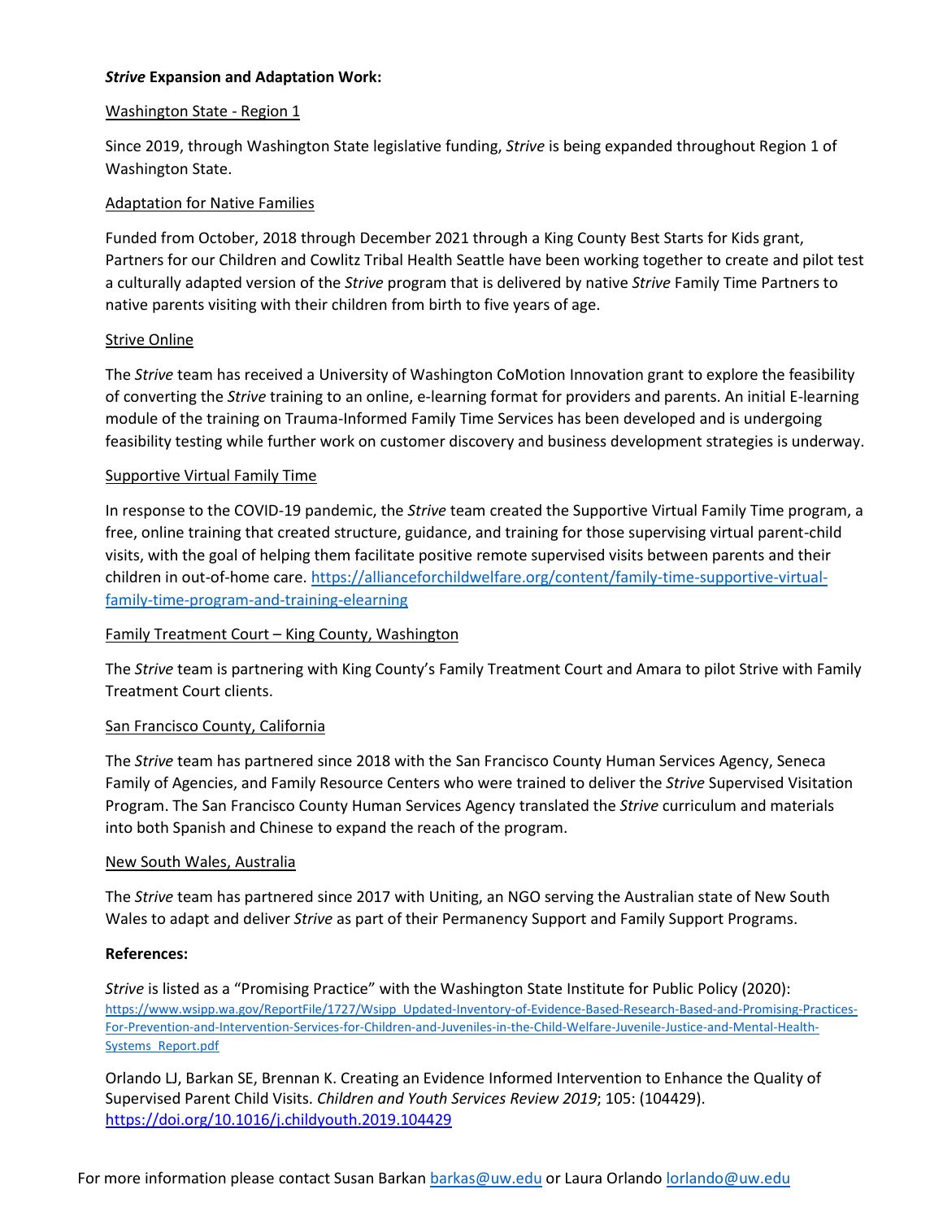***Strive* Expansion and Adaptation Work:**

Washington State - Region 1

Since 2019, through Washington State legislative funding, *Strive* is being expanded throughout Region 1 of Washington State.

Adaptation for Native Families

Funded from October, 2018 through December 2021 through a King County Best Starts for Kids grant, Partners for our Children and Cowlitz Tribal Health Seattle have been working together to create and pilot test a culturally adapted version of the *Strive* program that is delivered by native *Strive* Family Time Partners to native parents visiting with their children from birth to five years of age.

Strive Online

The *Strive* team has received a University of Washington CoMotion Innovation grant to explore the feasibility of converting the *Strive* training to an online, e-learning format for providers and parents. An initial E-learning module of the training on Trauma-Informed Family Time Services has been developed and is undergoing feasibility testing while further work on customer discovery and business development strategies is underway.

Supportive Virtual Family Time

In response to the COVID-19 pandemic, the *Strive* team created the Supportive Virtual Family Time program, a free, online training that created structure, guidance, and training for those supervising virtual parent-child visits, with the goal of helping them facilitate positive remote supervised visits between parents and their children in out-of-home care. https://allianceforchildwelfare.org/content/family-time-supportive-virtual-family-time-program-and-training-elearning

Family Treatment Court – King County, Washington

The *Strive* team is partnering with King County's Family Treatment Court and Amara to pilot Strive with Family Treatment Court clients.

San Francisco County, California

The *Strive* team has partnered since 2018 with the San Francisco County Human Services Agency, Seneca Family of Agencies, and Family Resource Centers who were trained to deliver the *Strive* Supervised Visitation Program. The San Francisco County Human Services Agency translated the *Strive* curriculum and materials into both Spanish and Chinese to expand the reach of the program.

New South Wales, Australia

The *Strive* team has partnered since 2017 with Uniting, an NGO serving the Australian state of New South Wales to adapt and deliver *Strive* as part of their Permanency Support and Family Support Programs.

**References:**

*Strive* is listed as a "Promising Practice" with the Washington State Institute for Public Policy (2020): https://www.wsipp.wa.gov/ReportFile/1727/Wsipp_Updated-Inventory-of-Evidence-Based-Research-Based-and-Promising-Practices-For-Prevention-and-Intervention-Services-for-Children-and-Juveniles-in-the-Child-Welfare-Juvenile-Justice-and-Mental-Health-Systems_Report.pdf

Orlando LJ, Barkan SE, Brennan K. Creating an Evidence Informed Intervention to Enhance the Quality of Supervised Parent Child Visits. *Children and Youth Services Review 2019*; 105: (104429). https://doi.org/10.1016/j.childyouth.2019.104429

For more information please contact Susan Barkan barkas@uw.edu or Laura Orlando lorlando@uw.edu